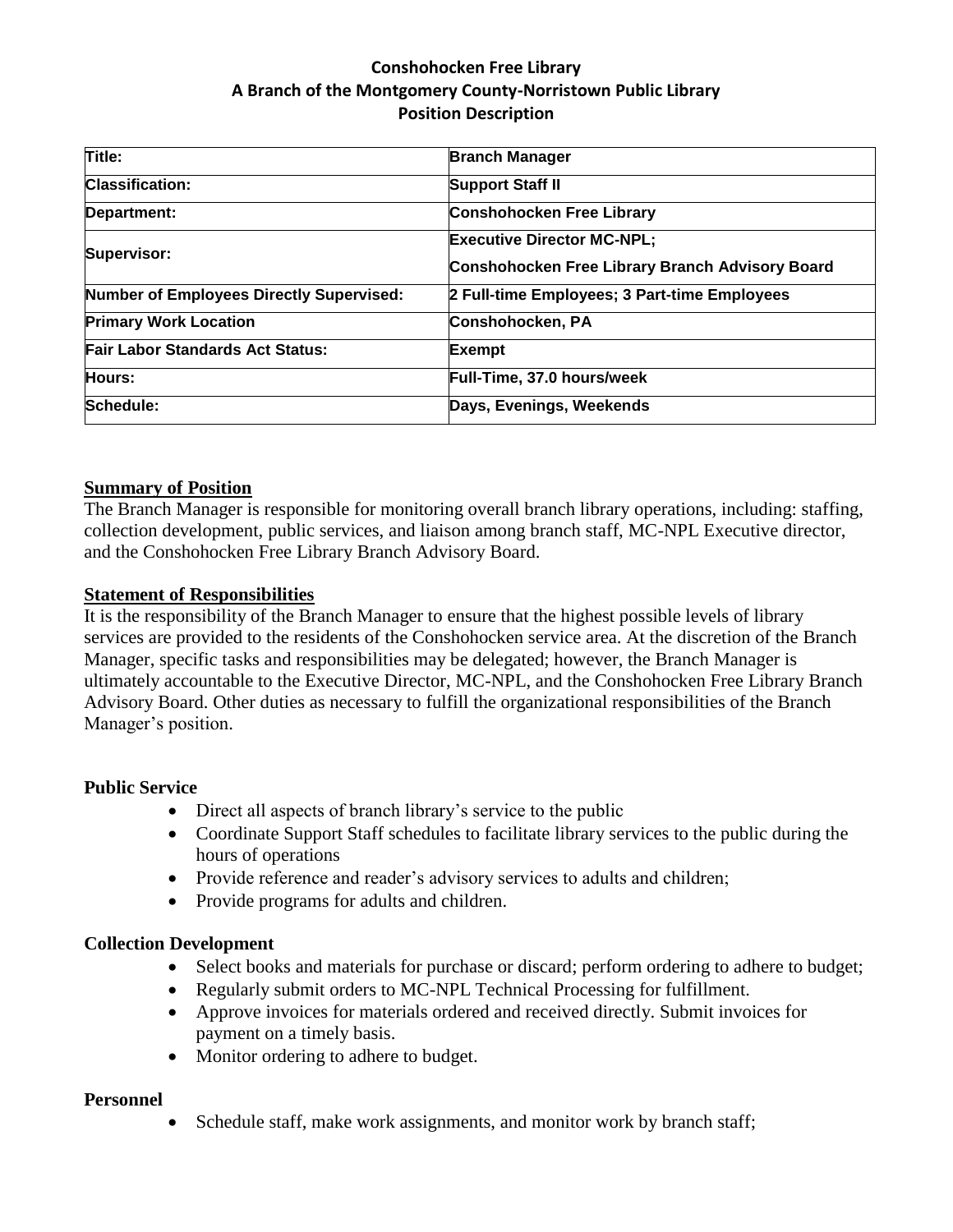# Conshohocken Free Library
## A Branch of the Montgomery County-Norristown Public Library
## Position Description

| Title: | Branch Manager |
|---|---|
| Classification: | Support Staff II |
| Department: | Conshohocken Free Library |
| Supervisor: | Executive Director MC-NPL;<br>Conshohocken Free Library Branch Advisory Board |
| Number of Employees Directly Supervised: | 2 Full-time Employees; 3 Part-time Employees |
| Primary Work Location | Conshohocken, PA |
| Fair Labor Standards Act Status: | Exempt |
| Hours: | Full-Time, 37.0 hours/week |
| Schedule: | Days, Evenings, Weekends |

**Summary of Position**

The Branch Manager is responsible for monitoring overall branch library operations, including: staffing, collection development, public services, and liaison among branch staff, MC-NPL Executive director, and the Conshohocken Free Library Branch Advisory Board.

**Statement of Responsibilities**

It is the responsibility of the Branch Manager to ensure that the highest possible levels of library services are provided to the residents of the Conshohocken service area. At the discretion of the Branch Manager, specific tasks and responsibilities may be delegated; however, the Branch Manager is ultimately accountable to the Executive Director, MC-NPL, and the Conshohocken Free Library Branch Advisory Board. Other duties as necessary to fulfill the organizational responsibilities of the Branch Manager's position.

### Public Service

- Direct all aspects of branch library's service to the public
- Coordinate Support Staff schedules to facilitate library services to the public during the hours of operations
- Provide reference and reader's advisory services to adults and children;
- Provide programs for adults and children.

### Collection Development

- Select books and materials for purchase or discard; perform ordering to adhere to budget;
- Regularly submit orders to MC-NPL Technical Processing for fulfillment.
- Approve invoices for materials ordered and received directly. Submit invoices for payment on a timely basis.
- Monitor ordering to adhere to budget.

### Personnel

- Schedule staff, make work assignments, and monitor work by branch staff;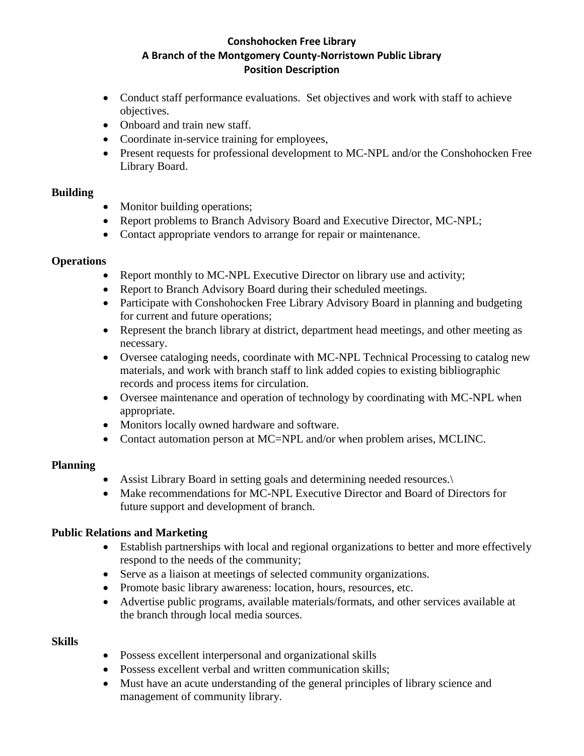**Conshohocken Free Library**
**A Branch of the Montgomery County-Norristown Public Library**
**Position Description**

- Conduct staff performance evaluations. Set objectives and work with staff to achieve objectives.
- Onboard and train new staff.
- Coordinate in-service training for employees,
- Present requests for professional development to MC-NPL and/or the Conshohocken Free Library Board.

**Building**

- Monitor building operations;
- Report problems to Branch Advisory Board and Executive Director, MC-NPL;
- Contact appropriate vendors to arrange for repair or maintenance.

**Operations**

- Report monthly to MC-NPL Executive Director on library use and activity;
- Report to Branch Advisory Board during their scheduled meetings.
- Participate with Conshohocken Free Library Advisory Board in planning and budgeting for current and future operations;
- Represent the branch library at district, department head meetings, and other meeting as necessary.
- Oversee cataloging needs, coordinate with MC-NPL Technical Processing to catalog new materials, and work with branch staff to link added copies to existing bibliographic records and process items for circulation.
- Oversee maintenance and operation of technology by coordinating with MC-NPL when appropriate.
- Monitors locally owned hardware and software.
- Contact automation person at MC=NPL and/or when problem arises, MCLINC.

**Planning**

- Assist Library Board in setting goals and determining needed resources.\
- Make recommendations for MC-NPL Executive Director and Board of Directors for future support and development of branch.

**Public Relations and Marketing**

- Establish partnerships with local and regional organizations to better and more effectively respond to the needs of the community;
- Serve as a liaison at meetings of selected community organizations.
- Promote basic library awareness: location, hours, resources, etc.
- Advertise public programs, available materials/formats, and other services available at the branch through local media sources.

**Skills**

- Possess excellent interpersonal and organizational skills
- Possess excellent verbal and written communication skills;
- Must have an acute understanding of the general principles of library science and management of community library.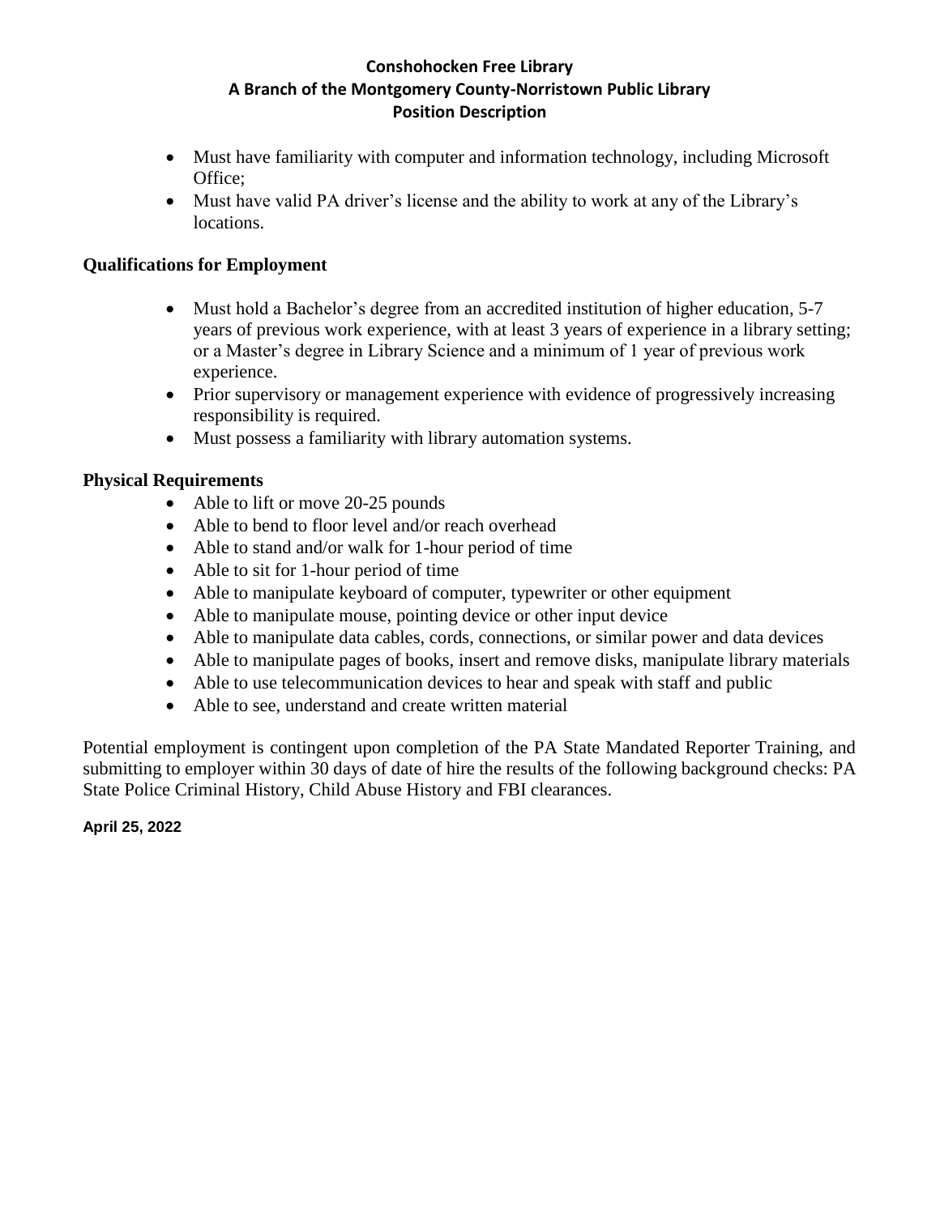- Must have familiarity with computer and information technology, including Microsoft Office;
- Must have valid PA driver's license and the ability to work at any of the Library's locations.

## Qualifications for Employment

- Must hold a Bachelor's degree from an accredited institution of higher education, 5-7 years of previous work experience, with at least 3 years of experience in a library setting; or a Master's degree in Library Science and a minimum of 1 year of previous work experience.
- Prior supervisory or management experience with evidence of progressively increasing responsibility is required.
- Must possess a familiarity with library automation systems.

## Physical Requirements

- Able to lift or move 20-25 pounds
- Able to bend to floor level and/or reach overhead
- Able to stand and/or walk for 1-hour period of time
- Able to sit for 1-hour period of time
- Able to manipulate keyboard of computer, typewriter or other equipment
- Able to manipulate mouse, pointing device or other input device
- Able to manipulate data cables, cords, connections, or similar power and data devices
- Able to manipulate pages of books, insert and remove disks, manipulate library materials
- Able to use telecommunication devices to hear and speak with staff and public
- Able to see, understand and create written material

Potential employment is contingent upon completion of the PA State Mandated Reporter Training, and submitting to employer within 30 days of date of hire the results of the following background checks: PA State Police Criminal History, Child Abuse History and FBI clearances.

**April 25, 2022**